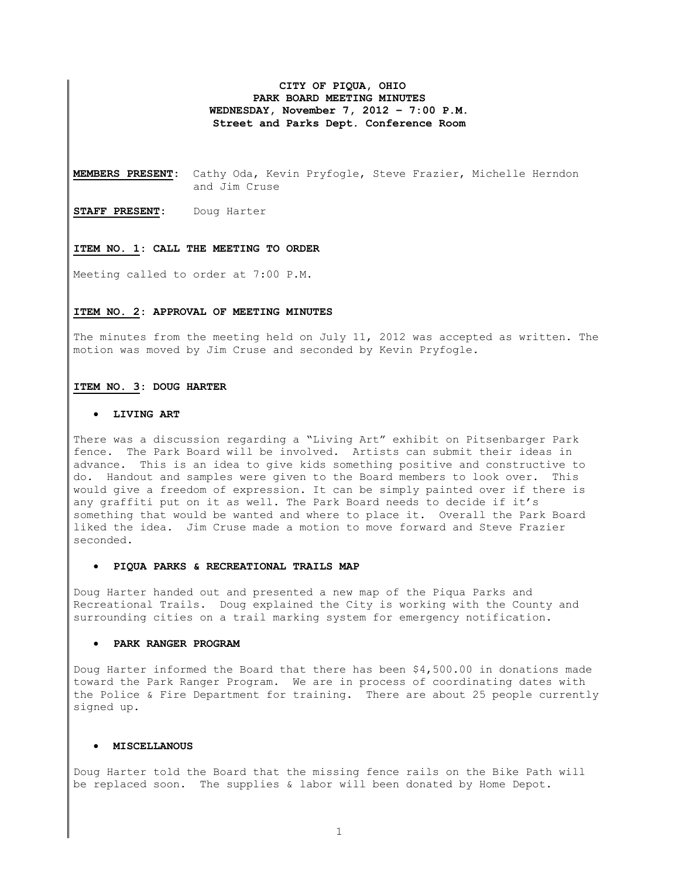**CITY OF PIQUA, OHIO**
**PARK BOARD MEETING MINUTES**
**WEDNESDAY, November 7, 2012 – 7:00 P.M.**
**Street and Parks Dept. Conference Room**

**MEMBERS PRESENT:** Cathy Oda, Kevin Pryfogle, Steve Frazier, Michelle Herndon and Jim Cruse

**STAFF PRESENT:** Doug Harter

**ITEM NO. 1: CALL THE MEETING TO ORDER**

Meeting called to order at 7:00 P.M.

**ITEM NO. 2: APPROVAL OF MEETING MINUTES**

The minutes from the meeting held on July 11, 2012 was accepted as written. The motion was moved by Jim Cruse and seconded by Kevin Pryfogle.

**ITEM NO. 3: DOUG HARTER**

- **LIVING ART**

There was a discussion regarding a "Living Art" exhibit on Pitsenbarger Park fence. The Park Board will be involved. Artists can submit their ideas in advance. This is an idea to give kids something positive and constructive to do. Handout and samples were given to the Board members to look over. This would give a freedom of expression. It can be simply painted over if there is any graffiti put on it as well. The Park Board needs to decide if it's something that would be wanted and where to place it. Overall the Park Board liked the idea. Jim Cruse made a motion to move forward and Steve Frazier seconded.

- **PIQUA PARKS & RECREATIONAL TRAILS MAP**

Doug Harter handed out and presented a new map of the Piqua Parks and Recreational Trails. Doug explained the City is working with the County and surrounding cities on a trail marking system for emergency notification.

- **PARK RANGER PROGRAM**

Doug Harter informed the Board that there has been $4,500.00 in donations made toward the Park Ranger Program. We are in process of coordinating dates with the Police & Fire Department for training. There are about 25 people currently signed up.

- **MISCELLANOUS**

Doug Harter told the Board that the missing fence rails on the Bike Path will be replaced soon. The supplies & labor will been donated by Home Depot.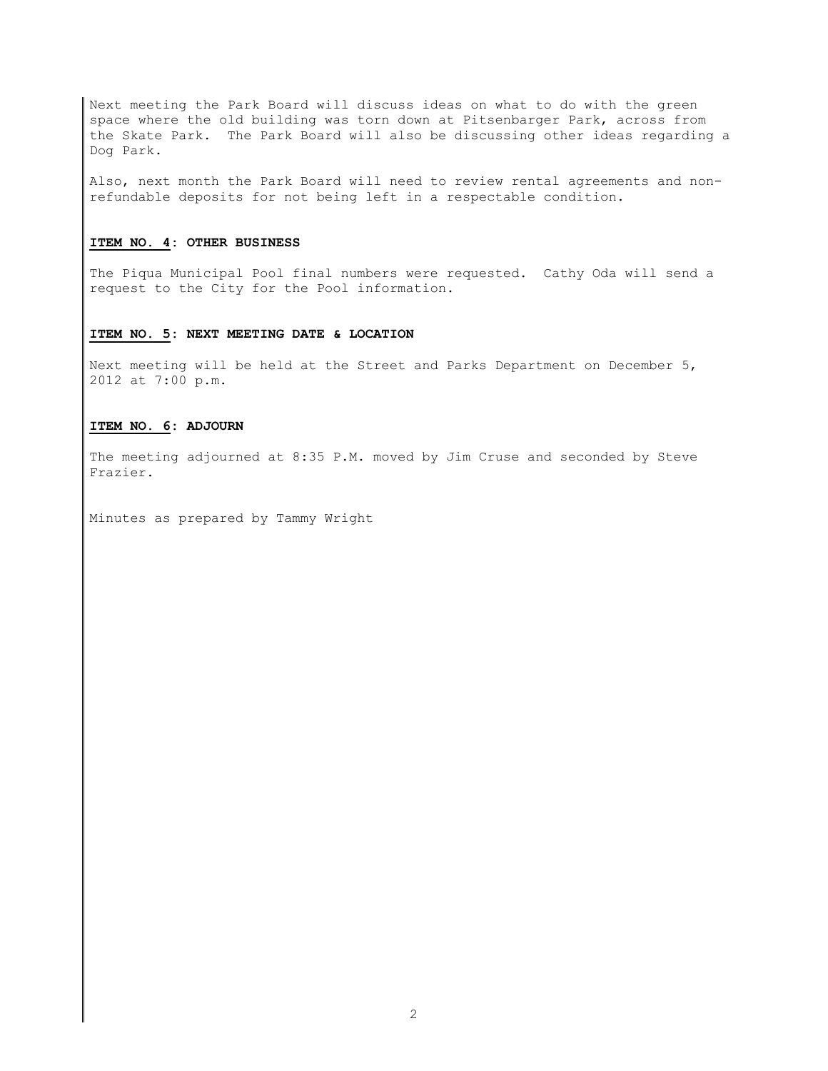Next meeting the Park Board will discuss ideas on what to do with the green space where the old building was torn down at Pitsenbarger Park, across from the Skate Park. The Park Board will also be discussing other ideas regarding a Dog Park.

Also, next month the Park Board will need to review rental agreements and non-refundable deposits for not being left in a respectable condition.

**ITEM NO. 4: OTHER BUSINESS**

The Piqua Municipal Pool final numbers were requested. Cathy Oda will send a request to the City for the Pool information.

**ITEM NO. 5: NEXT MEETING DATE & LOCATION**

Next meeting will be held at the Street and Parks Department on December 5, 2012 at 7:00 p.m.

**ITEM NO. 6: ADJOURN**

The meeting adjourned at 8:35 P.M. moved by Jim Cruse and seconded by Steve Frazier.

Minutes as prepared by Tammy Wright